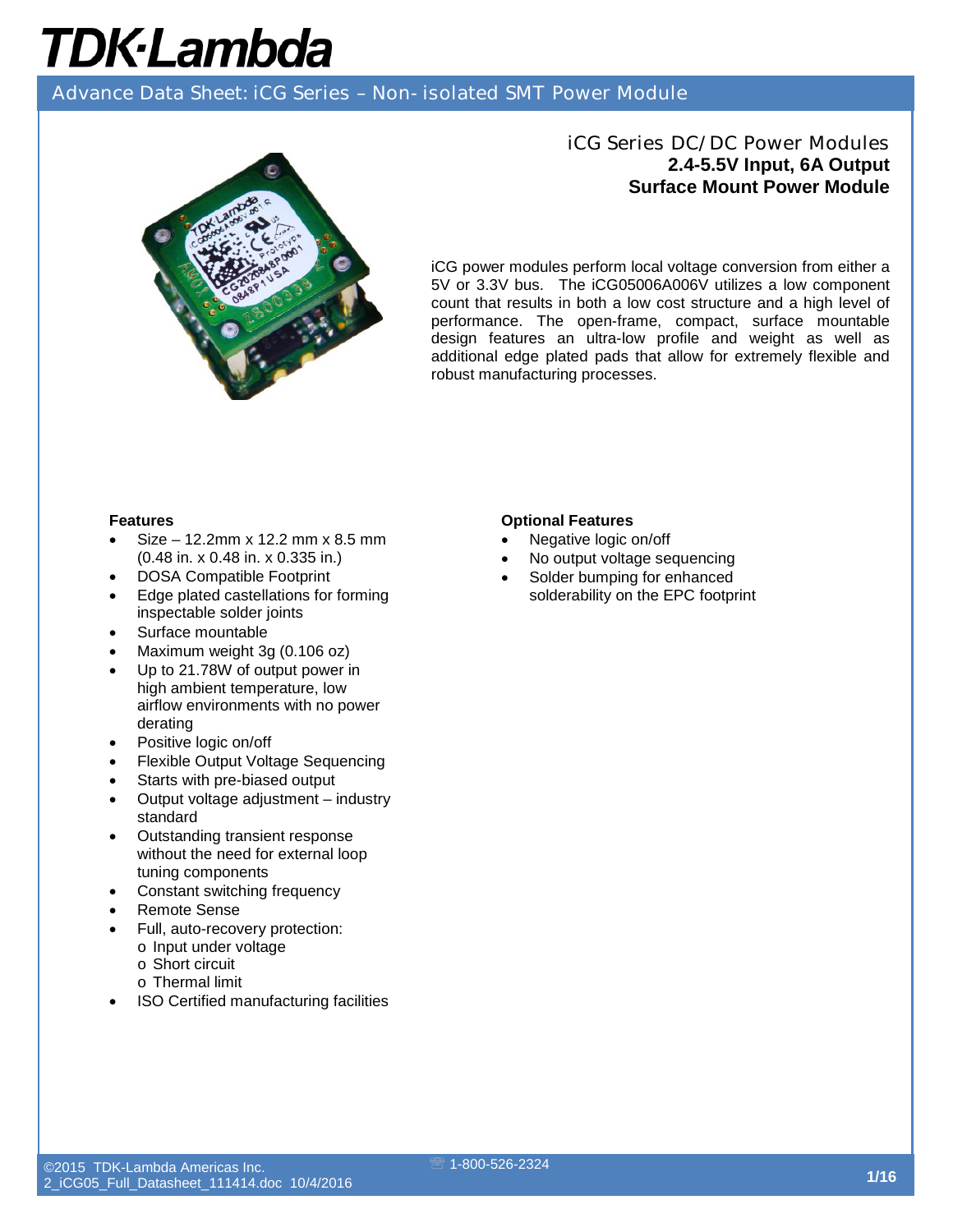# TDK·Lambda

## Advance Data Sheet: iCG Series – Non-isolated SMT Power Module

### iCG Series DC/DC Power Modules
**2.4-5.5V Input, 6A Output**
**Surface Mount Power Module**

iCG power modules perform local voltage conversion from either a 5V or 3.3V bus. The iCG05006A006V utilizes a low component count that results in both a low cost structure and a high level of performance. The open-frame, compact, surface mountable design features an ultra-low profile and weight as well as additional edge plated pads that allow for extremely flexible and robust manufacturing processes.

**Features**

- Size – 12.2mm x 12.2 mm x 8.5 mm (0.48 in. x 0.48 in. x 0.335 in.)
- DOSA Compatible Footprint
- Edge plated castellations for forming inspectable solder joints
- Surface mountable
- Maximum weight 3g (0.106 oz)
- Up to 21.78W of output power in high ambient temperature, low airflow environments with no power derating
- Positive logic on/off
- Flexible Output Voltage Sequencing
- Starts with pre-biased output
- Output voltage adjustment – industry standard
- Outstanding transient response without the need for external loop tuning components
- Constant switching frequency
- Remote Sense
- Full, auto-recovery protection:
  - Input under voltage
  - Short circuit
  - Thermal limit
- ISO Certified manufacturing facilities

**Optional Features**

- Negative logic on/off
- No output voltage sequencing
- Solder bumping for enhanced solderability on the EPC footprint

©2015 TDK-Lambda Americas Inc.
2_iCG05_Full_Datasheet_111414.doc 10/4/2016
1-800-526-2324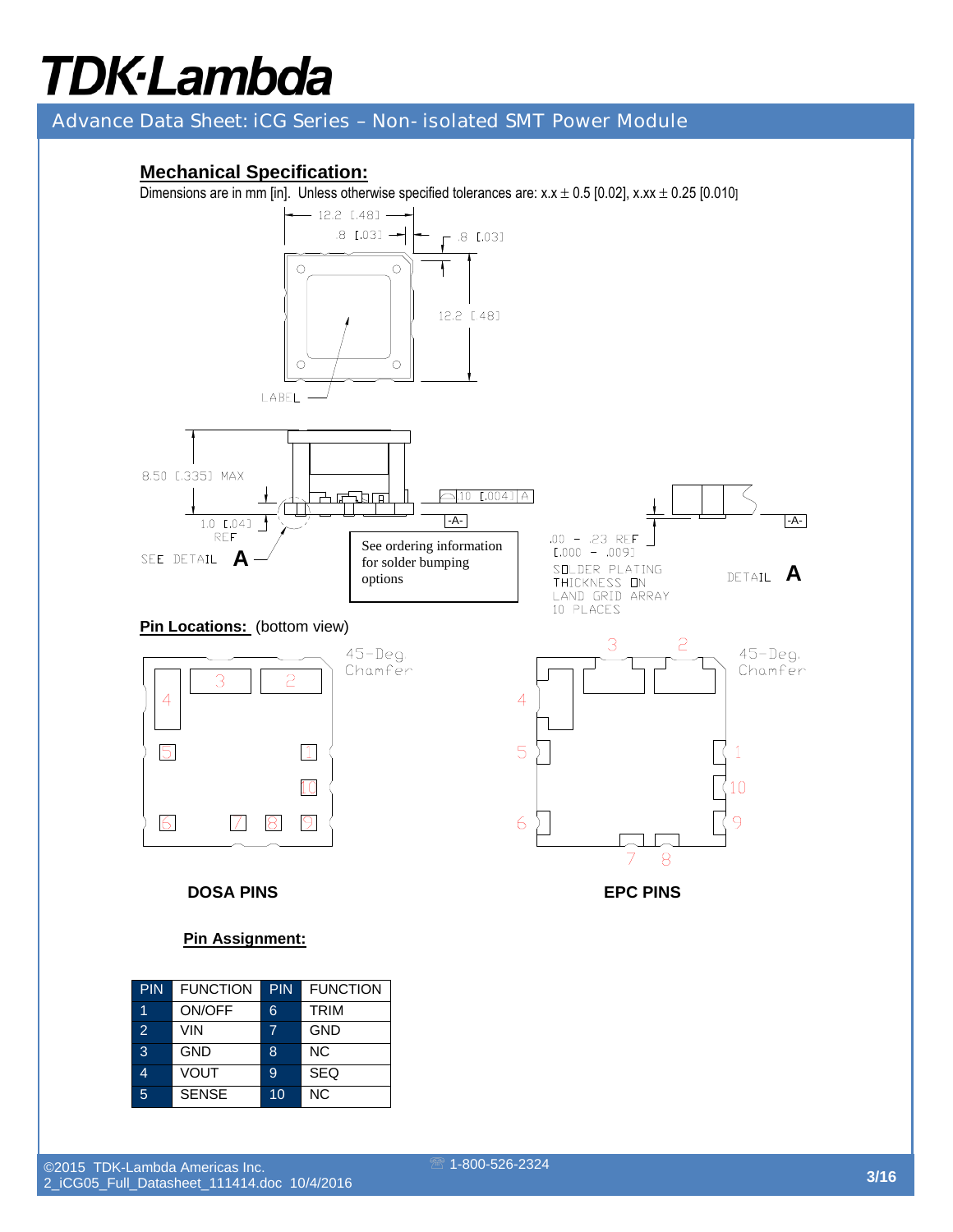## Mechanical Specification:

Dimensions are in mm [in]. Unless otherwise specified tolerances are: x.x ± 0.5 [0.02], x.xx ± 0.25 [0.010]

12.2 [.48]

.8 [.03]

.8 [.03]

12.2 [.48]

LABEL

8.50 [.335] MAX

1.0 [.04] REF

SEE DETAIL **A**

.10 [.004] A

-A-

See ordering information for solder bumping options

.00 – .23 REF [.000 – .009]

SOLDER PLATING THICKNESS ON LAND GRID ARRAY 10 PLACES

DETAIL **A**

**Pin Locations:** (bottom view)

45-Deg. Chamfer

45-Deg. Chamfer

**DOSA PINS**

**EPC PINS**

**Pin Assignment:**

| PIN | FUNCTION | PIN | FUNCTION |
|---|---|---|---|
| 1 | ON/OFF | 6 | TRIM |
| 2 | VIN | 7 | GND |
| 3 | GND | 8 | NC |
| 4 | VOUT | 9 | SEQ |
| 5 | SENSE | 10 | NC |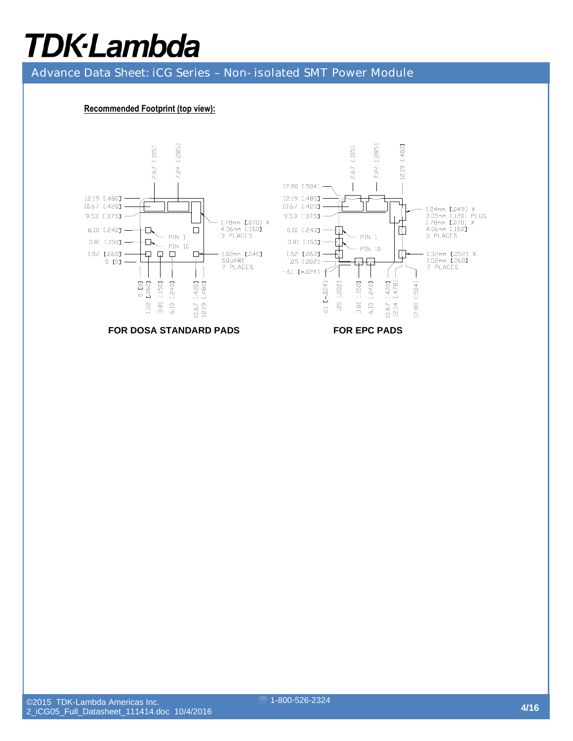**Recommended Footprint (top view):**

2.67 [.105]
7.24 [.285]

12.19 [.480]
10.67 [.420]
9.53 [.375]
6.10 [.240]
3.81 [.150]
1.52 [.060]
0 [0]

PIN 1
PIN 10

1.78mm [.070] X
4.06mm [.160]
3 PLACES

1.02mm [.040]
SQUARE
7 PLACES

0 [0]
1.52 [.060]
3.81 [.150]
6.10 [.240]
10.67 [.420]
12.19 [.480]

**FOR DOSA STANDARD PADS**

2.67 [.105]
7.24 [.285]
12.19 [.480]

12.80 [.504]
12.19 [.480]
10.67 [.420]
9.53 [.375]
6.10 [.240]
3.81 [.150]
1.52 [.060]
.05 [.002]
-.61 [-.024]

PIN 1
PIN 10

1.24mm [.049] X
3.05mm [.120] PLUS
1.78mm [.070] X
4.06mm [.160]
3 PLACES

1.32mm [.052] X
1.52mm [.060]
7 PLACES

-.61 [-.024]
.05 [.002]
3.81 [.150]
6.10 [.240]
10.67 [.420]
12.14 [.478]
12.80 [.504]

**FOR EPC PADS**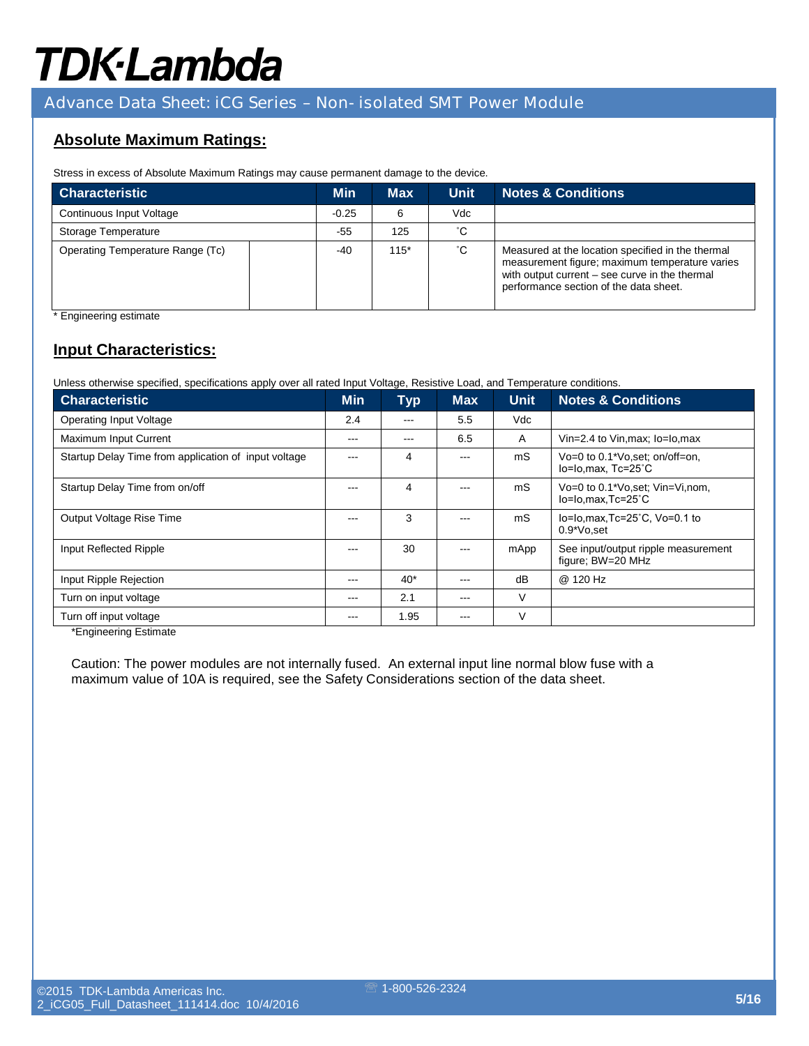## Absolute Maximum Ratings:

Stress in excess of Absolute Maximum Ratings may cause permanent damage to the device.

| Characteristic | Min | Max | Unit | Notes & Conditions |
|---|---|---|---|---|
| Continuous Input Voltage | -0.25 | 6 | Vdc | |
| Storage Temperature | -55 | 125 | ˚C | |
| Operating Temperature Range (Tc) | -40 | 115* | ˚C | Measured at the location specified in the thermal measurement figure; maximum temperature varies with output current – see curve in the thermal performance section of the data sheet. |

\* Engineering estimate

## Input Characteristics:

Unless otherwise specified, specifications apply over all rated Input Voltage, Resistive Load, and Temperature conditions.

| Characteristic | Min | Typ | Max | Unit | Notes & Conditions |
|---|---|---|---|---|---|
| Operating Input Voltage | 2.4 | --- | 5.5 | Vdc | |
| Maximum Input Current | --- | --- | 6.5 | A | Vin=2.4 to Vin,max; Io=Io,max |
| Startup Delay Time from application of input voltage | --- | 4 | --- | mS | Vo=0 to 0.1*Vo,set; on/off=on, Io=Io,max, Tc=25˚C |
| Startup Delay Time from on/off | --- | 4 | --- | mS | Vo=0 to 0.1*Vo,set; Vin=Vi,nom, Io=Io,max,Tc=25˚C |
| Output Voltage Rise Time | --- | 3 | --- | mS | Io=Io,max,Tc=25˚C, Vo=0.1 to 0.9*Vo,set |
| Input Reflected Ripple | --- | 30 | --- | mApp | See input/output ripple measurement figure; BW=20 MHz |
| Input Ripple Rejection | --- | 40* | --- | dB | @ 120 Hz |
| Turn on input voltage | --- | 2.1 | --- | V | |
| Turn off input voltage | --- | 1.95 | --- | V | |

*Engineering Estimate

Caution: The power modules are not internally fused. An external input line normal blow fuse with a maximum value of 10A is required, see the Safety Considerations section of the data sheet.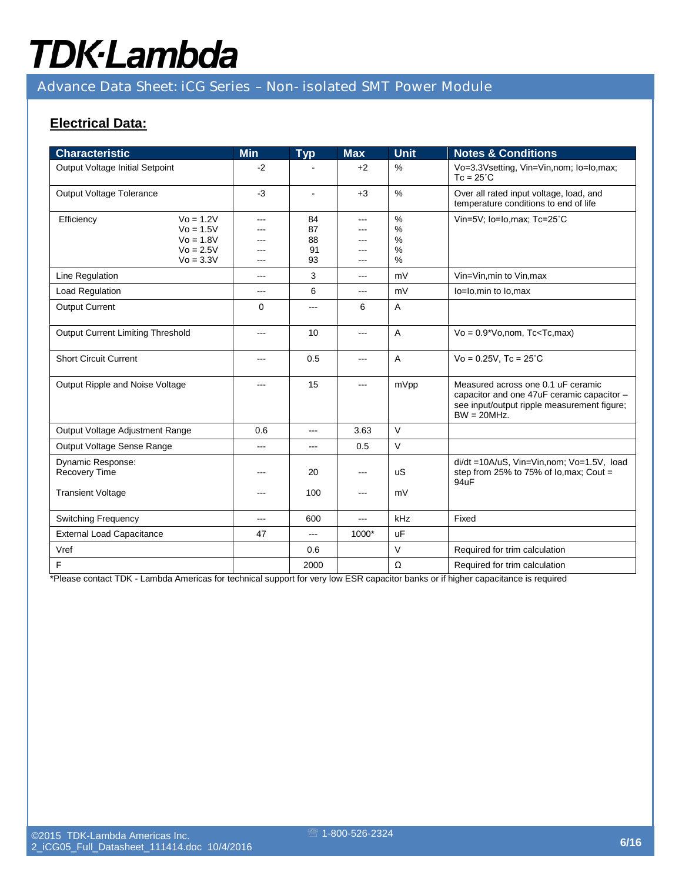## Electrical Data:

| Characteristic | Min | Typ | Max | Unit | Notes & Conditions |
|---|---|---|---|---|---|
| Output Voltage Initial Setpoint | -2 | - | +2 | % | Vo=3.3Vsetting, Vin=Vin,nom; Io=Io,max; Tc = 25˚C |
| Output Voltage Tolerance | -3 | - | +3 | % | Over all rated input voltage, load, and temperature conditions to end of life |
| Efficiency Vo = 1.2V<br>Vo = 1.5V<br>Vo = 1.8V<br>Vo = 2.5V<br>Vo = 3.3V | ---<br>---<br>---<br>---<br>--- | 84<br>87<br>88<br>91<br>93 | ---<br>---<br>---<br>---<br>--- | %<br>%<br>%<br>%<br>% | Vin=5V; Io=Io,max; Tc=25˚C |
| Line Regulation | --- | 3 | --- | mV | Vin=Vin,min to Vin,max |
| Load Regulation | --- | 6 | --- | mV | Io=Io,min to Io,max |
| Output Current | 0 | --- | 6 | A | |
| Output Current Limiting Threshold | --- | 10 | --- | A | Vo = 0.9*Vo,nom, Tc<Tc,max) |
| Short Circuit Current | --- | 0.5 | --- | A | Vo = 0.25V, Tc = 25˚C |
| Output Ripple and Noise Voltage | --- | 15 | --- | mVpp | Measured across one 0.1 uF ceramic capacitor and one 47uF ceramic capacitor – see input/output ripple measurement figure; BW = 20MHz. |
| Output Voltage Adjustment Range | 0.6 | --- | 3.63 | V | |
| Output Voltage Sense Range | --- | --- | 0.5 | V | |
| Dynamic Response:<br>Recovery Time<br><br>Transient Voltage | ---<br><br>--- | 20<br><br>100 | ---<br><br>--- | uS<br><br>mV | di/dt =10A/uS, Vin=Vin,nom; Vo=1.5V, load step from 25% to 75% of Io,max; Cout = 94uF |
| Switching Frequency | --- | 600 | --- | kHz | Fixed |
| External Load Capacitance | 47 | --- | 1000* | uF | |
| Vref | | 0.6 | | V | Required for trim calculation |
| F | | 2000 | | Ω | Required for trim calculation |

*Please contact TDK - Lambda Americas for technical support for very low ESR capacitor banks or if higher capacitance is required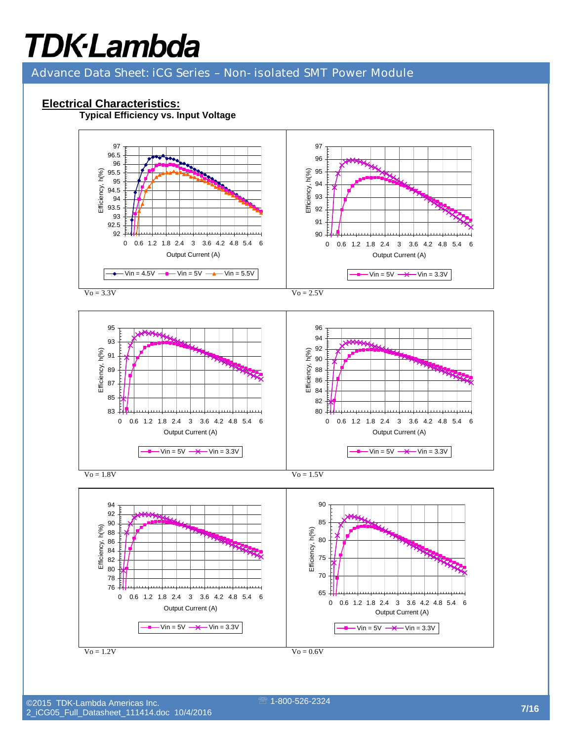## Electrical Characteristics:

**Typical Efficiency vs. Input Voltage**

Vo = 3.3V

Vo = 2.5V

Vo = 1.8V

Vo = 1.5V

Vo = 1.2V

Vo = 0.6V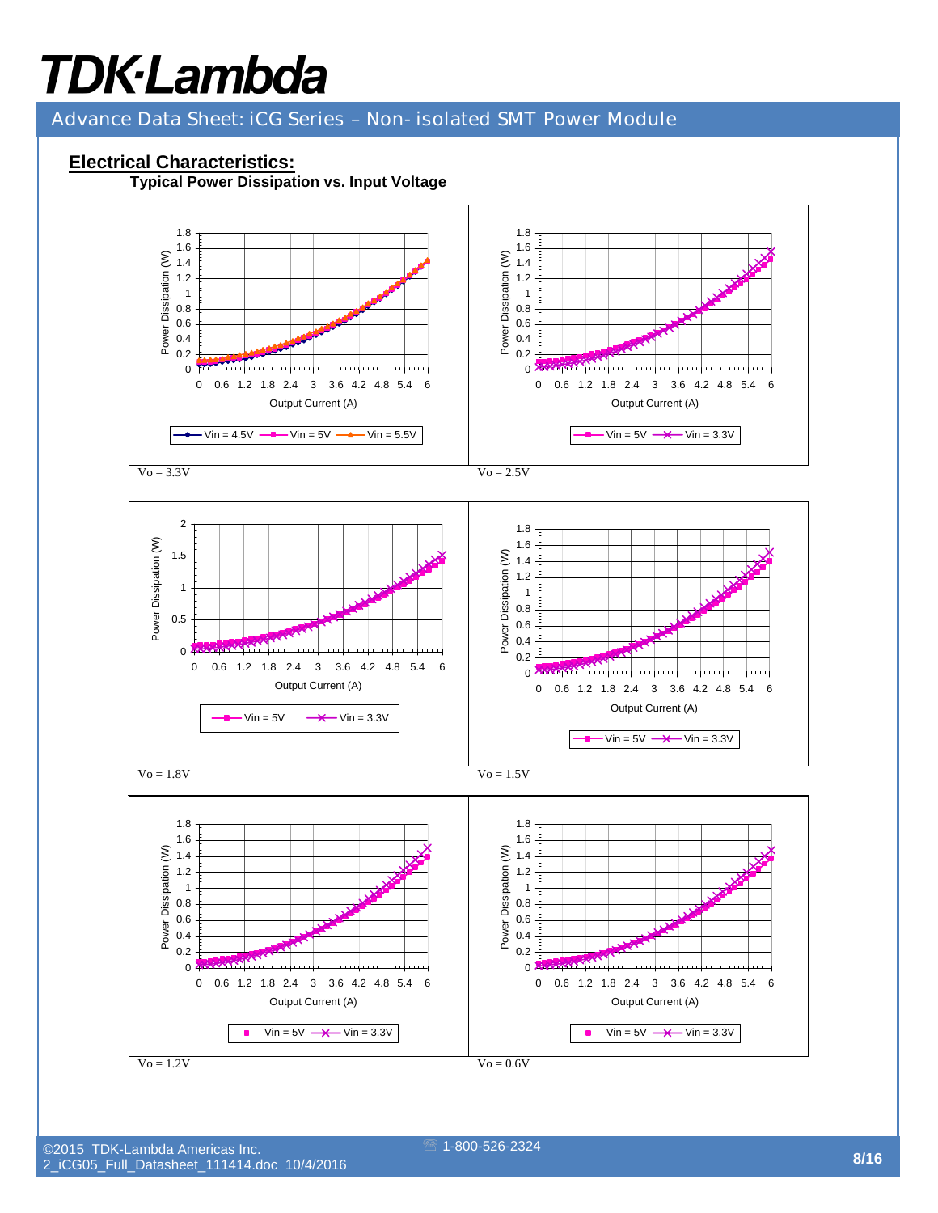## Electrical Characteristics:

### Typical Power Dissipation vs. Input Voltage

Vo = 3.3V

Vo = 2.5V

Vo = 1.8V

Vo = 1.5V

Vo = 1.2V

Vo = 0.6V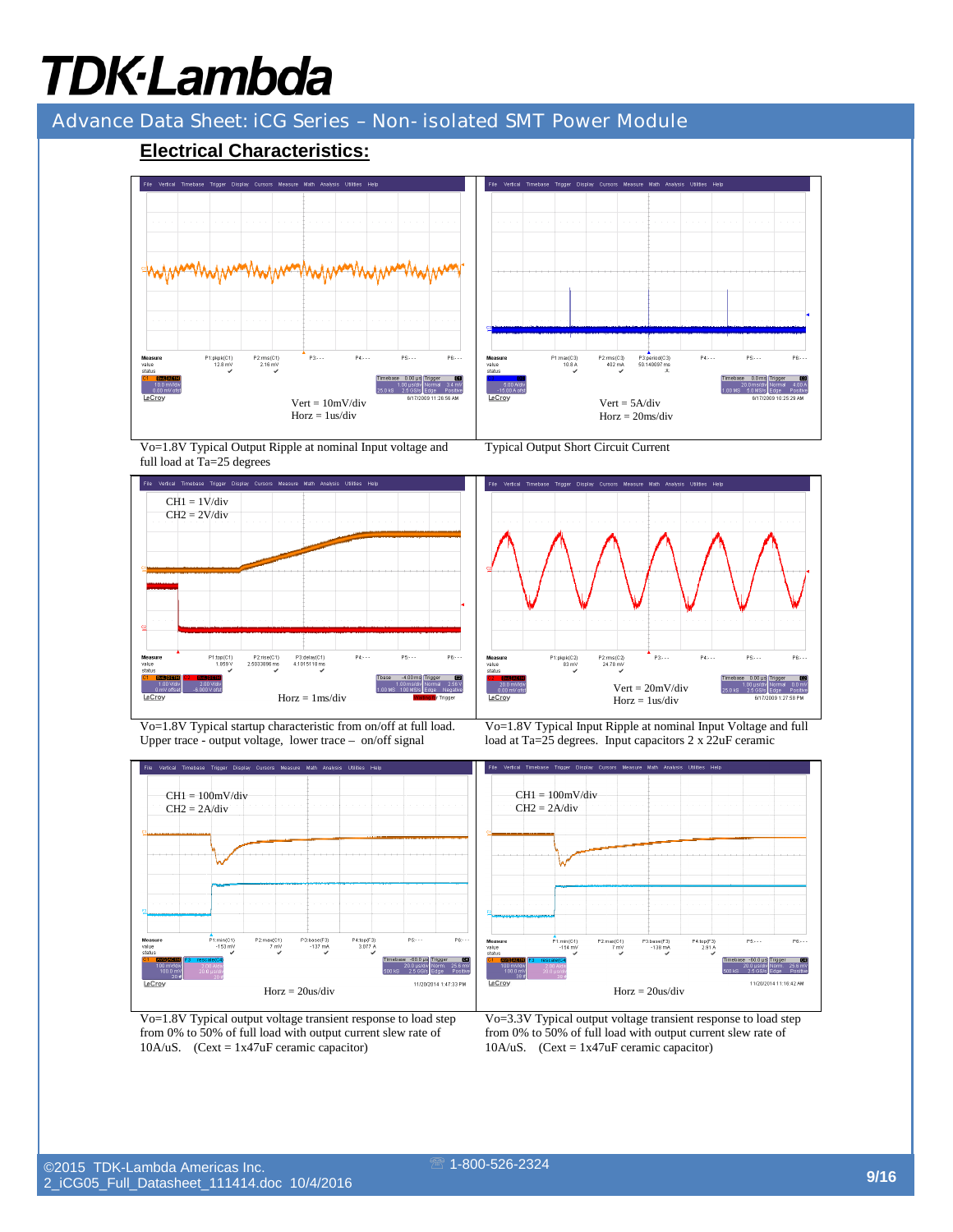## Electrical Characteristics:

Vert = 10mV/div
Horz = 1us/div

Vo=1.8V Typical Output Ripple at nominal Input voltage and full load at Ta=25 degrees

Vert = 5A/div
Horz = 20ms/div

Typical Output Short Circuit Current

CH1 = 1V/div
CH2 = 2V/div

Horz = 1ms/div

Vo=1.8V Typical startup characteristic from on/off at full load. Upper trace - output voltage, lower trace – on/off signal

Vert = 20mV/div
Horz = 1us/div

Vo=1.8V Typical Input Ripple at nominal Input Voltage and full load at Ta=25 degrees. Input capacitors 2 x 22uF ceramic

CH1 = 100mV/div
CH2 = 2A/div

Horz = 20us/div

Vo=1.8V Typical output voltage transient response to load step from 0% to 50% of full load with output current slew rate of 10A/uS. (Cext = 1x47uF ceramic capacitor)

CH1 = 100mV/div
CH2 = 2A/div

Horz = 20us/div

Vo=3.3V Typical output voltage transient response to load step from 0% to 50% of full load with output current slew rate of 10A/uS. (Cext = 1x47uF ceramic capacitor)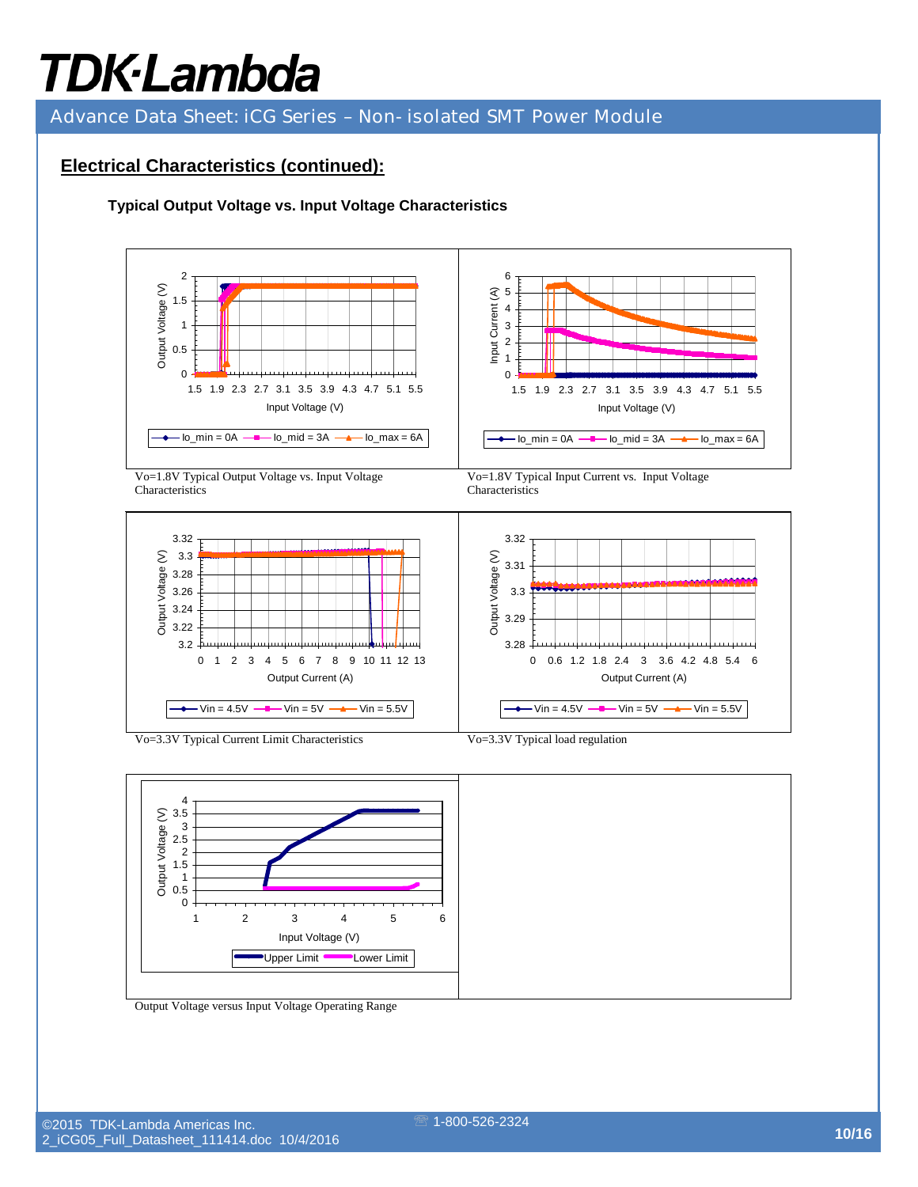## Electrical Characteristics (continued):

### Typical Output Voltage vs. Input Voltage Characteristics

Vo=1.8V Typical Output Voltage vs. Input Voltage Characteristics

Vo=1.8V Typical Input Current vs. Input Voltage Characteristics

Vo=3.3V Typical Current Limit Characteristics

Vo=3.3V Typical load regulation

Output Voltage versus Input Voltage Operating Range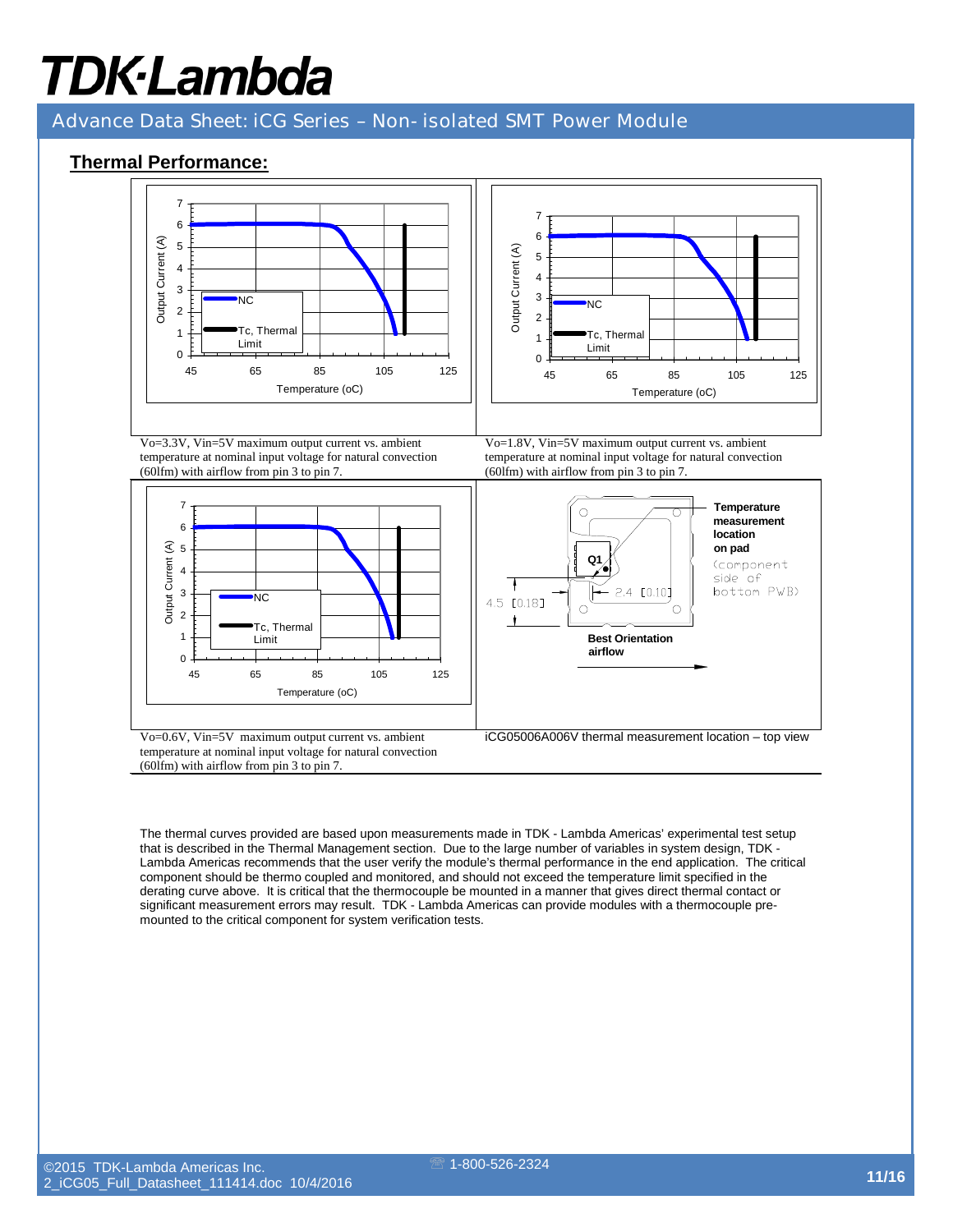## Thermal Performance:

Vo=3.3V, Vin=5V maximum output current vs. ambient temperature at nominal input voltage for natural convection (60lfm) with airflow from pin 3 to pin 7.

Vo=1.8V, Vin=5V maximum output current vs. ambient temperature at nominal input voltage for natural convection (60lfm) with airflow from pin 3 to pin 7.

Vo=0.6V, Vin=5V maximum output current vs. ambient temperature at nominal input voltage for natural convection (60lfm) with airflow from pin 3 to pin 7.

iCG05006A006V thermal measurement location – top view

The thermal curves provided are based upon measurements made in TDK - Lambda Americas' experimental test setup that is described in the Thermal Management section. Due to the large number of variables in system design, TDK - Lambda Americas recommends that the user verify the module's thermal performance in the end application. The critical component should be thermo coupled and monitored, and should not exceed the temperature limit specified in the derating curve above. It is critical that the thermocouple be mounted in a manner that gives direct thermal contact or significant measurement errors may result. TDK - Lambda Americas can provide modules with a thermocouple pre-mounted to the critical component for system verification tests.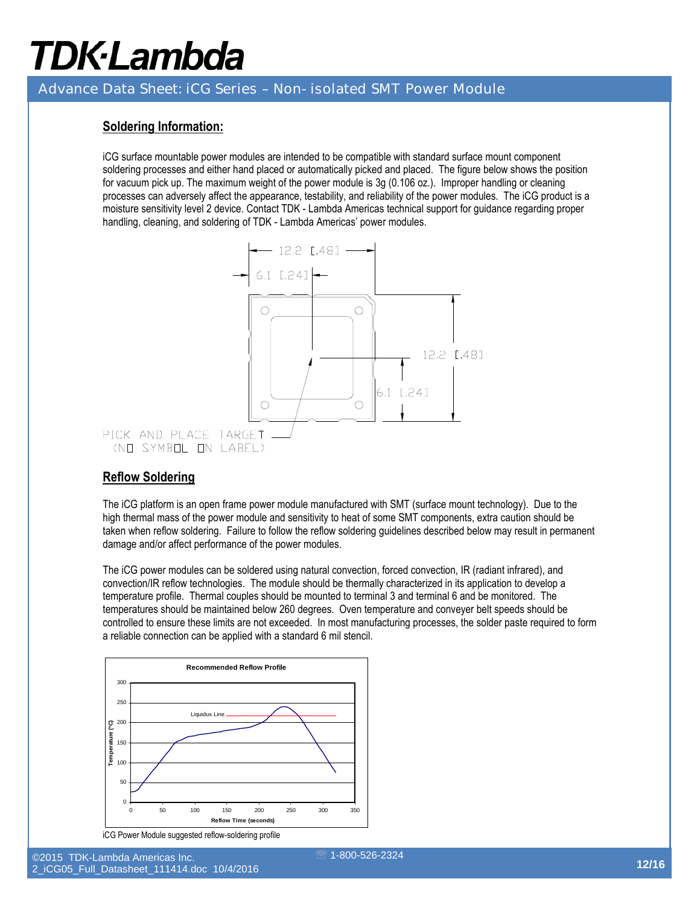## Soldering Information:

iCG surface mountable power modules are intended to be compatible with standard surface mount component soldering processes and either hand placed or automatically picked and placed. The figure below shows the position for vacuum pick up. The maximum weight of the power module is 3g (0.106 oz.). Improper handling or cleaning processes can adversely affect the appearance, testability, and reliability of the power modules. The iCG product is a moisture sensitivity level 2 device. Contact TDK - Lambda Americas technical support for guidance regarding proper handling, cleaning, and soldering of TDK - Lambda Americas' power modules.

12.2 [.48]

6.1 [.24]

12.2 [.48]

6.1 [.24]

PICK AND PLACE TARGET
(NO SYMBOL ON LABEL)

## Reflow Soldering

The iCG platform is an open frame power module manufactured with SMT (surface mount technology). Due to the high thermal mass of the power module and sensitivity to heat of some SMT components, extra caution should be taken when reflow soldering. Failure to follow the reflow soldering guidelines described below may result in permanent damage and/or affect performance of the power modules.

The iCG power modules can be soldered using natural convection, forced convection, IR (radiant infrared), and convection/IR reflow technologies. The module should be thermally characterized in its application to develop a temperature profile. Thermal couples should be mounted to terminal 3 and terminal 6 and be monitored. The temperatures should be maintained below 260 degrees. Oven temperature and conveyer belt speeds should be controlled to ensure these limits are not exceeded. In most manufacturing processes, the solder paste required to form a reliable connection can be applied with a standard 6 mil stencil.

Recommended Reflow Profile

Liquidus Line

Temperature (°C)

Reflow Time (seconds)

iCG Power Module suggested reflow-soldering profile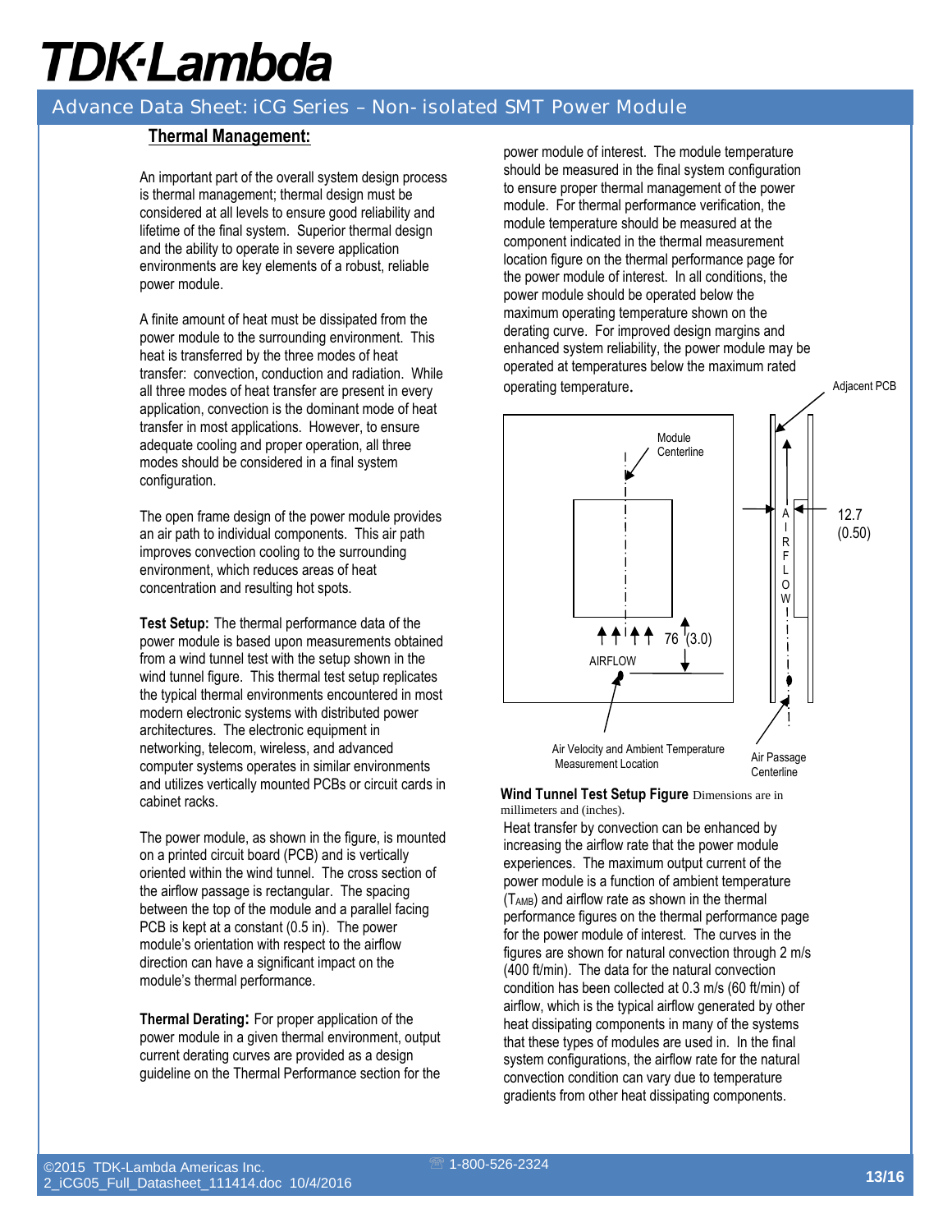## Thermal Management:

An important part of the overall system design process is thermal management; thermal design must be considered at all levels to ensure good reliability and lifetime of the final system. Superior thermal design and the ability to operate in severe application environments are key elements of a robust, reliable power module.

A finite amount of heat must be dissipated from the power module to the surrounding environment. This heat is transferred by the three modes of heat transfer: convection, conduction and radiation. While all three modes of heat transfer are present in every application, convection is the dominant mode of heat transfer in most applications. However, to ensure adequate cooling and proper operation, all three modes should be considered in a final system configuration.

The open frame design of the power module provides an air path to individual components. This air path improves convection cooling to the surrounding environment, which reduces areas of heat concentration and resulting hot spots.

**Test Setup:** The thermal performance data of the power module is based upon measurements obtained from a wind tunnel test with the setup shown in the wind tunnel figure. This thermal test setup replicates the typical thermal environments encountered in most modern electronic systems with distributed power architectures. The electronic equipment in networking, telecom, wireless, and advanced computer systems operates in similar environments and utilizes vertically mounted PCBs or circuit cards in cabinet racks.

The power module, as shown in the figure, is mounted on a printed circuit board (PCB) and is vertically oriented within the wind tunnel. The cross section of the airflow passage is rectangular. The spacing between the top of the module and a parallel facing PCB is kept at a constant (0.5 in). The power module's orientation with respect to the airflow direction can have a significant impact on the module's thermal performance.

**Thermal Derating:** For proper application of the power module in a given thermal environment, output current derating curves are provided as a design guideline on the Thermal Performance section for the power module of interest. The module temperature should be measured in the final system configuration to ensure proper thermal management of the power module. For thermal performance verification, the module temperature should be measured at the component indicated in the thermal measurement location figure on the thermal performance page for the power module of interest. In all conditions, the power module should be operated below the maximum operating temperature shown on the derating curve. For improved design margins and enhanced system reliability, the power module may be operated at temperatures below the maximum rated operating temperature.

Module Centerline · Adjacent PCB · AIRFLOW · 12.7 (0.50) · 76 (3.0) · Air Velocity and Ambient Temperature Measurement Location · Air Passage Centerline

**Wind Tunnel Test Setup Figure** Dimensions are in millimeters and (inches).

Heat transfer by convection can be enhanced by increasing the airflow rate that the power module experiences. The maximum output current of the power module is a function of ambient temperature ($T_{AMB}$) and airflow rate as shown in the thermal performance figures on the thermal performance page for the power module of interest. The curves in the figures are shown for natural convection through 2 m/s (400 ft/min). The data for the natural convection condition has been collected at 0.3 m/s (60 ft/min) of airflow, which is the typical airflow generated by other heat dissipating components in many of the systems that these types of modules are used in. In the final system configurations, the airflow rate for the natural convection condition can vary due to temperature gradients from other heat dissipating components.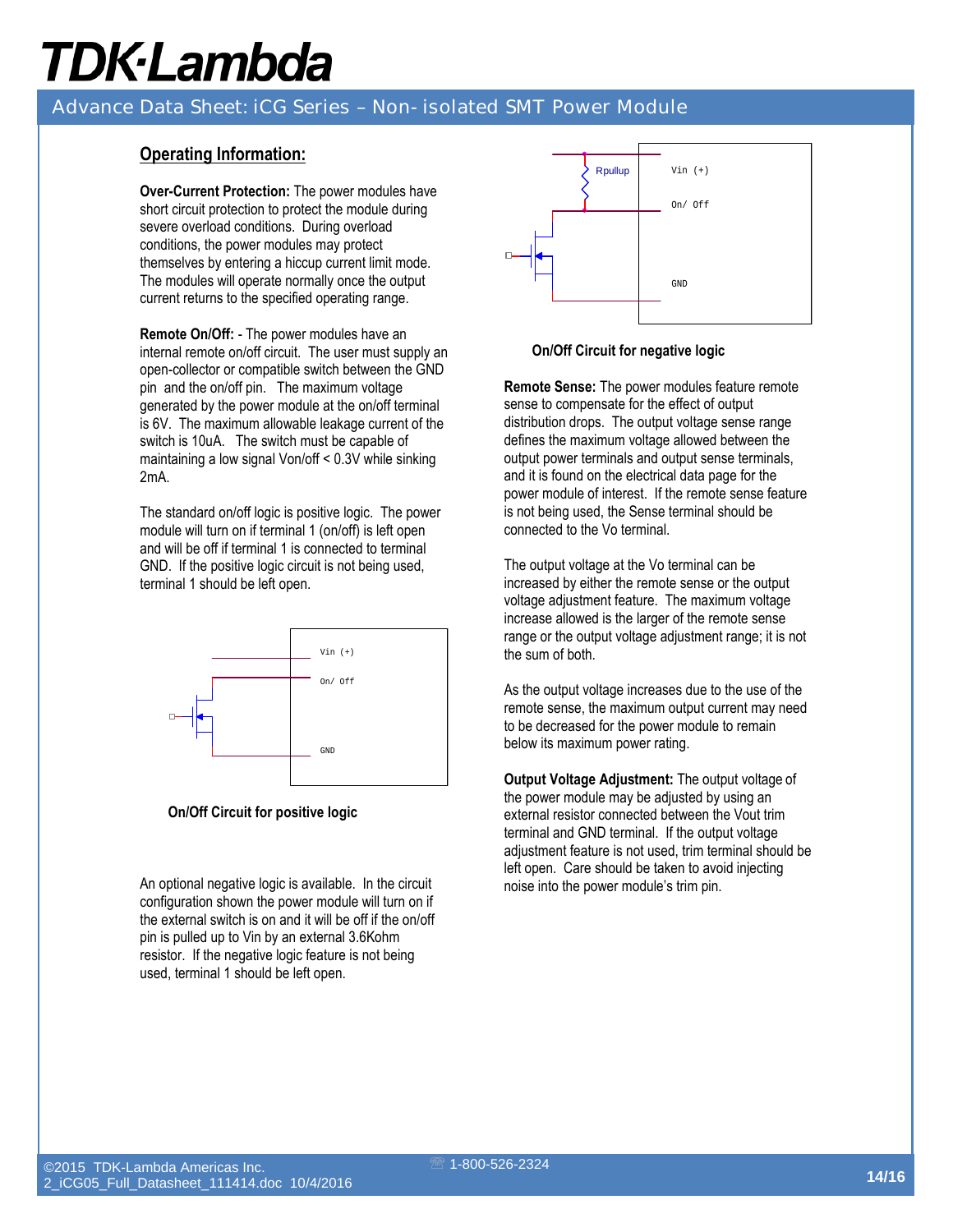## Operating Information:

**Over-Current Protection:** The power modules have short circuit protection to protect the module during severe overload conditions. During overload conditions, the power modules may protect themselves by entering a hiccup current limit mode. The modules will operate normally once the output current returns to the specified operating range.

**Remote On/Off:** - The power modules have an internal remote on/off circuit. The user must supply an open-collector or compatible switch between the GND pin and the on/off pin. The maximum voltage generated by the power module at the on/off terminal is 6V. The maximum allowable leakage current of the switch is 10uA. The switch must be capable of maintaining a low signal Von/off < 0.3V while sinking 2mA.

The standard on/off logic is positive logic. The power module will turn on if terminal 1 (on/off) is left open and will be off if terminal 1 is connected to terminal GND. If the positive logic circuit is not being used, terminal 1 should be left open.

Vin (+)
On/ Off
GND

**On/Off Circuit for positive logic**

An optional negative logic is available. In the circuit configuration shown the power module will turn on if the external switch is on and it will be off if the on/off pin is pulled up to Vin by an external 3.6Kohm resistor. If the negative logic feature is not being used, terminal 1 should be left open.

Rpullup
Vin (+)
On/ Off
GND

**On/Off Circuit for negative logic**

**Remote Sense:** The power modules feature remote sense to compensate for the effect of output distribution drops. The output voltage sense range defines the maximum voltage allowed between the output power terminals and output sense terminals, and it is found on the electrical data page for the power module of interest. If the remote sense feature is not being used, the Sense terminal should be connected to the Vo terminal.

The output voltage at the Vo terminal can be increased by either the remote sense or the output voltage adjustment feature. The maximum voltage increase allowed is the larger of the remote sense range or the output voltage adjustment range; it is not the sum of both.

As the output voltage increases due to the use of the remote sense, the maximum output current may need to be decreased for the power module to remain below its maximum power rating.

**Output Voltage Adjustment:** The output voltage of the power module may be adjusted by using an external resistor connected between the Vout trim terminal and GND terminal. If the output voltage adjustment feature is not used, trim terminal should be left open. Care should be taken to avoid injecting noise into the power module's trim pin.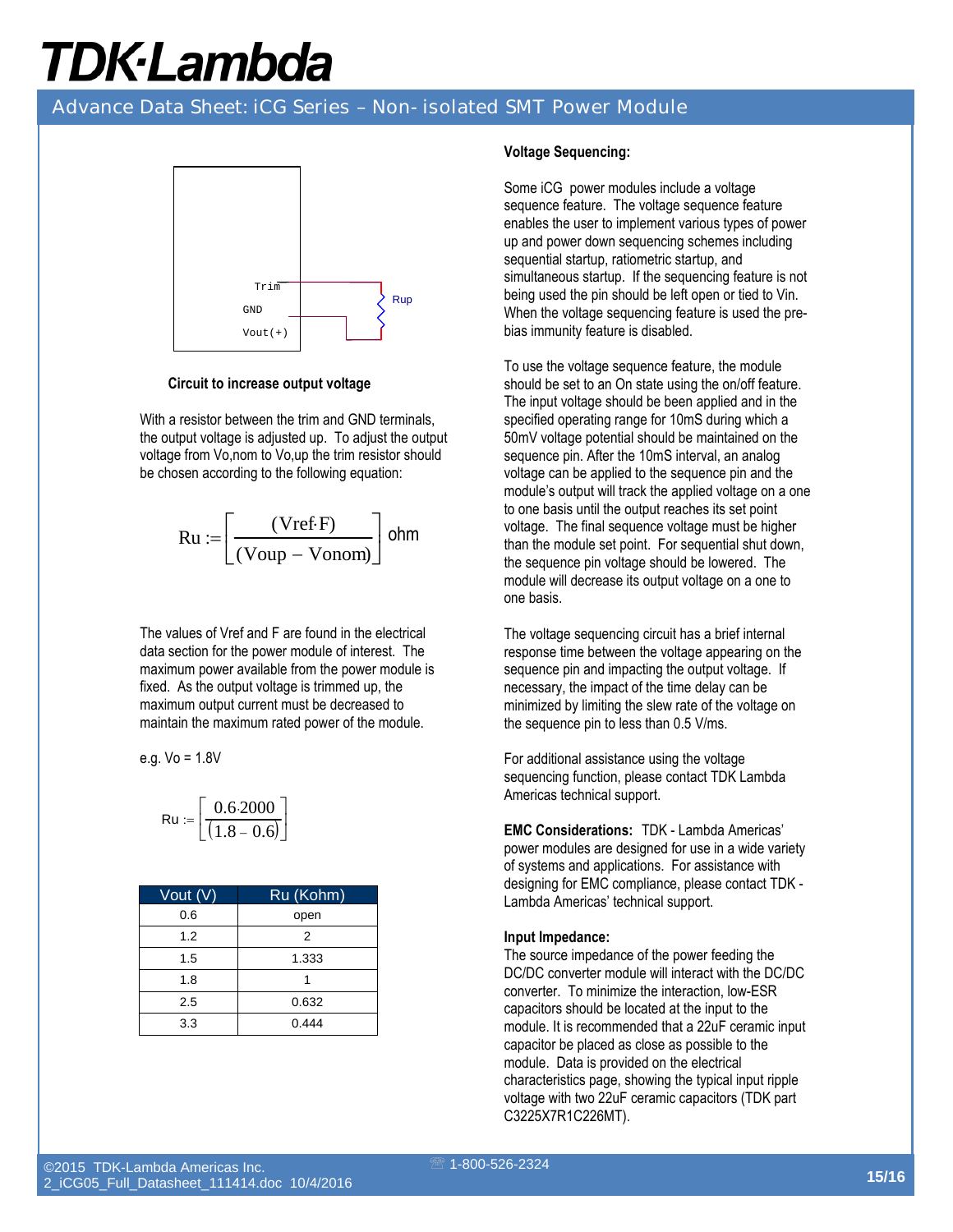Trim

GND

Vout(+)

Rup

**Circuit to increase output voltage**

With a resistor between the trim and GND terminals, the output voltage is adjusted up. To adjust the output voltage from Vo,nom to Vo,up the trim resistor should be chosen according to the following equation:

$$Ru := \left[\frac{(Vref \cdot F)}{(Voup - Vonom)}\right] \text{ohm}$$

The values of Vref and F are found in the electrical data section for the power module of interest. The maximum power available from the power module is fixed. As the output voltage is trimmed up, the maximum output current must be decreased to maintain the maximum rated power of the module.

e.g. Vo = 1.8V

$$Ru := \left[\frac{0.6 \cdot 2000}{(1.8 - 0.6)}\right]$$

| Vout (V) | Ru (Kohm) |
|---|---|
| 0.6 | open |
| 1.2 | 2 |
| 1.5 | 1.333 |
| 1.8 | 1 |
| 2.5 | 0.632 |
| 3.3 | 0.444 |

**Voltage Sequencing:**

Some iCG power modules include a voltage sequence feature. The voltage sequence feature enables the user to implement various types of power up and power down sequencing schemes including sequential startup, ratiometric startup, and simultaneous startup. If the sequencing feature is not being used the pin should be left open or tied to Vin. When the voltage sequencing feature is used the pre-bias immunity feature is disabled.

To use the voltage sequence feature, the module should be set to an On state using the on/off feature. The input voltage should be been applied and in the specified operating range for 10mS during which a 50mV voltage potential should be maintained on the sequence pin. After the 10mS interval, an analog voltage can be applied to the sequence pin and the module's output will track the applied voltage on a one to one basis until the output reaches its set point voltage. The final sequence voltage must be higher than the module set point. For sequential shut down, the sequence pin voltage should be lowered. The module will decrease its output voltage on a one to one basis.

The voltage sequencing circuit has a brief internal response time between the voltage appearing on the sequence pin and impacting the output voltage. If necessary, the impact of the time delay can be minimized by limiting the slew rate of the voltage on the sequence pin to less than 0.5 V/ms.

For additional assistance using the voltage sequencing function, please contact TDK Lambda Americas technical support.

**EMC Considerations:** TDK - Lambda Americas' power modules are designed for use in a wide variety of systems and applications. For assistance with designing for EMC compliance, please contact TDK - Lambda Americas' technical support.

**Input Impedance:**
The source impedance of the power feeding the DC/DC converter module will interact with the DC/DC converter. To minimize the interaction, low-ESR capacitors should be located at the input to the module. It is recommended that a 22uF ceramic input capacitor be placed as close as possible to the module. Data is provided on the electrical characteristics page, showing the typical input ripple voltage with two 22uF ceramic capacitors (TDK part C3225X7R1C226MT).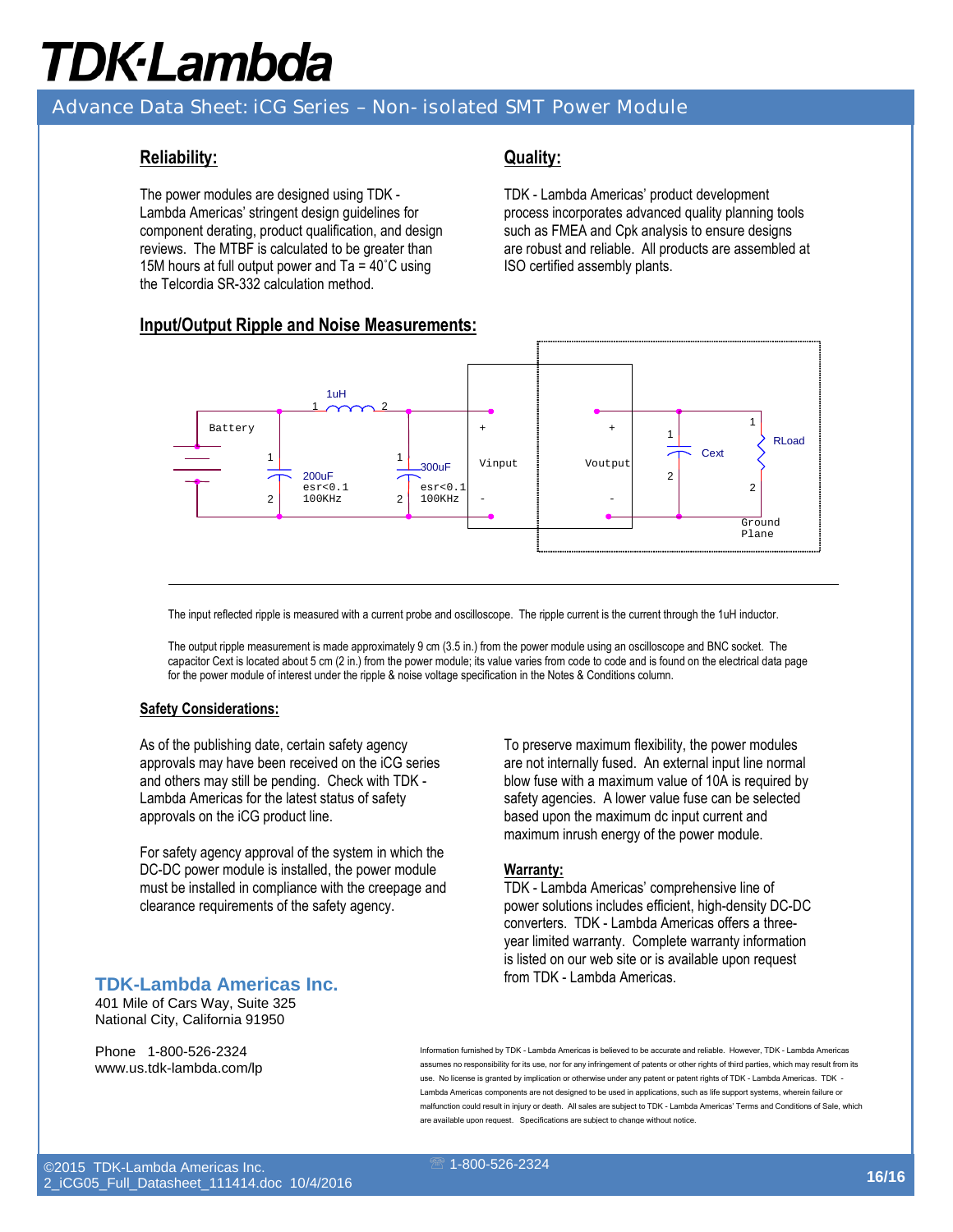## Reliability:

The power modules are designed using TDK - Lambda Americas' stringent design guidelines for component derating, product qualification, and design reviews. The MTBF is calculated to be greater than 15M hours at full output power and Ta = 40˚C using the Telcordia SR-332 calculation method.

## Quality:

TDK - Lambda Americas' product development process incorporates advanced quality planning tools such as FMEA and Cpk analysis to ensure designs are robust and reliable. All products are assembled at ISO certified assembly plants.

## Input/Output Ripple and Noise Measurements:

Battery

1uH

1 2

200uF
esr<0.1
100KHz

300uF
esr<0.1
100KHz

Vinput

Voutput

Cext

RLoad

Ground Plane

The input reflected ripple is measured with a current probe and oscilloscope. The ripple current is the current through the 1uH inductor.

The output ripple measurement is made approximately 9 cm (3.5 in.) from the power module using an oscilloscope and BNC socket. The capacitor Cext is located about 5 cm (2 in.) from the power module; its value varies from code to code and is found on the electrical data page for the power module of interest under the ripple & noise voltage specification in the Notes & Conditions column.

### Safety Considerations:

As of the publishing date, certain safety agency approvals may have been received on the iCG series and others may still be pending. Check with TDK - Lambda Americas for the latest status of safety approvals on the iCG product line.

For safety agency approval of the system in which the DC-DC power module is installed, the power module must be installed in compliance with the creepage and clearance requirements of the safety agency.

To preserve maximum flexibility, the power modules are not internally fused. An external input line normal blow fuse with a maximum value of 10A is required by safety agencies. A lower value fuse can be selected based upon the maximum dc input current and maximum inrush energy of the power module.

### Warranty:

TDK - Lambda Americas' comprehensive line of power solutions includes efficient, high-density DC-DC converters. TDK - Lambda Americas offers a three-year limited warranty. Complete warranty information is listed on our web site or is available upon request from TDK - Lambda Americas.

**TDK-Lambda Americas Inc.**
401 Mile of Cars Way, Suite 325
National City, California 91950

Phone 1-800-526-2324
www.us.tdk-lambda.com/lp

Information furnished by TDK - Lambda Americas is believed to be accurate and reliable. However, TDK - Lambda Americas assumes no responsibility for its use, nor for any infringement of patents or other rights of third parties, which may result from its use. No license is granted by implication or otherwise under any patent or patent rights of TDK - Lambda Americas. TDK - Lambda Americas components are not designed to be used in applications, such as life support systems, wherein failure or malfunction could result in injury or death. All sales are subject to TDK - Lambda Americas' Terms and Conditions of Sale, which are available upon request. Specifications are subject to change without notice.